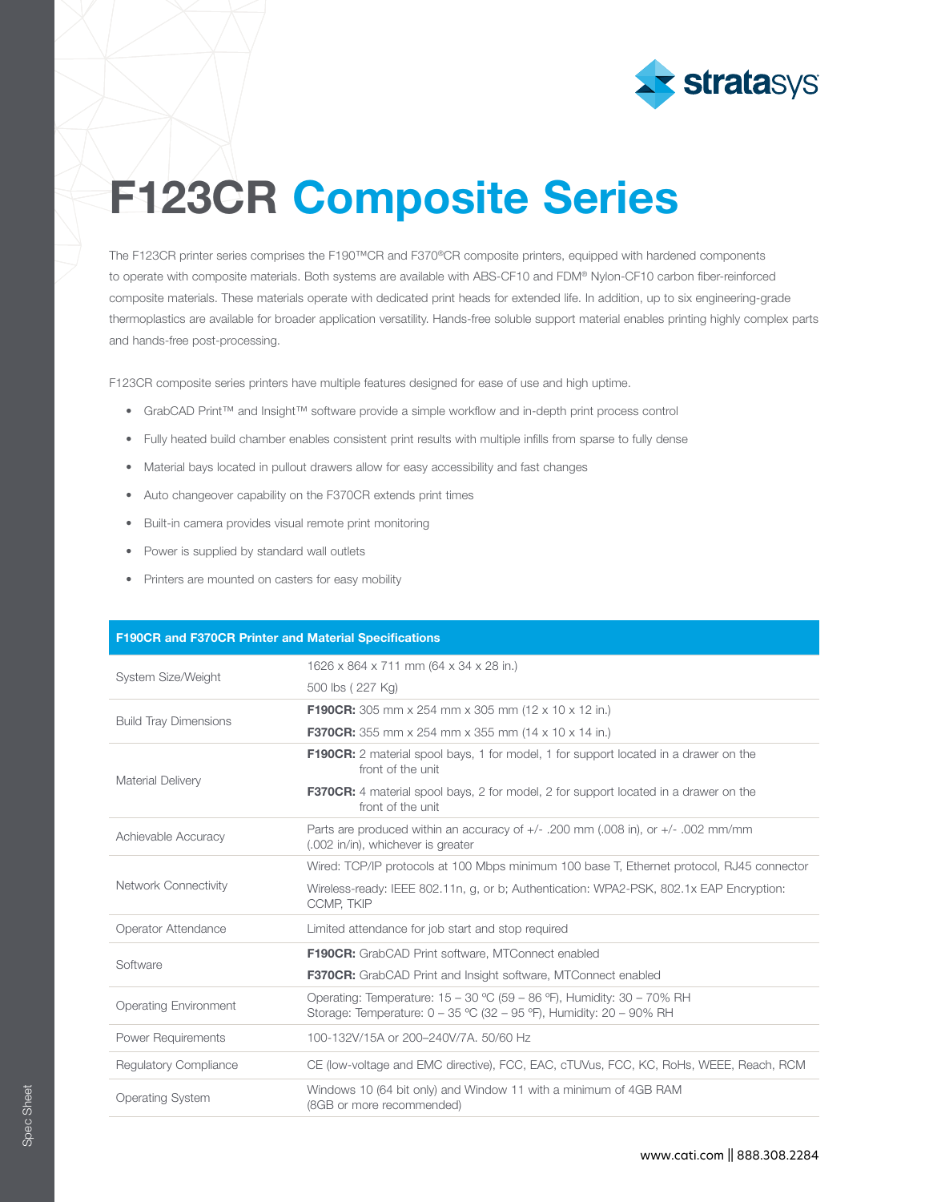# F123CR Composite Series

The F123CR printer series comprises the F190™CR and F370®CR composite printers, equipped with hardened components to operate with composite materials. Both systems are available with ABS-CF10 and FDM® Nylon-CF10 carbon fiber-reinforced composite materials. These materials operate with dedicated print heads for extended life. In addition, up to six engineering-grade thermoplastics are available for broader application versatility. Hands-free soluble support material enables printing highly complex parts and hands-free post-processing.

F123CR composite series printers have multiple features designed for ease of use and high uptime.

- GrabCAD Print™ and Insight™ software provide a simple workflow and in-depth print process control
- Fully heated build chamber enables consistent print results with multiple infills from sparse to fully dense
- Material bays located in pullout drawers allow for easy accessibility and fast changes
- Auto changeover capability on the F370CR extends print times
- Built-in camera provides visual remote print monitoring
- Power is supplied by standard wall outlets
- Printers are mounted on casters for easy mobility

| F190CR and F370CR Printer and Material Specifications | |
|---|---|
| System Size/Weight | 1626 x 864 x 711 mm (64 x 34 x 28 in.)<br>500 lbs ( 227 Kg) |
| Build Tray Dimensions | **F190CR:** 305 mm x 254 mm x 305 mm (12 x 10 x 12 in.)<br>**F370CR:** 355 mm x 254 mm x 355 mm (14 x 10 x 14 in.) |
| Material Delivery | **F190CR:** 2 material spool bays, 1 for model, 1 for support located in a drawer on the front of the unit<br>**F370CR:** 4 material spool bays, 2 for model, 2 for support located in a drawer on the front of the unit |
| Achievable Accuracy | Parts are produced within an accuracy of +/- .200 mm (.008 in), or +/- .002 mm/mm (.002 in/in), whichever is greater |
| Network Connectivity | Wired: TCP/IP protocols at 100 Mbps minimum 100 base T, Ethernet protocol, RJ45 connector<br>Wireless-ready: IEEE 802.11n, g, or b; Authentication: WPA2-PSK, 802.1x EAP Encryption: CCMP, TKIP |
| Operator Attendance | Limited attendance for job start and stop required |
| Software | **F190CR:** GrabCAD Print software, MTConnect enabled<br>**F370CR:** GrabCAD Print and Insight software, MTConnect enabled |
| Operating Environment | Operating: Temperature: 15 – 30 °C (59 – 86 °F), Humidity: 30 – 70% RH<br>Storage: Temperature: 0 – 35 °C (32 – 95 °F), Humidity: 20 – 90% RH |
| Power Requirements | 100-132V/15A or 200–240V/7A. 50/60 Hz |
| Regulatory Compliance | CE (low-voltage and EMC directive), FCC, EAC, cTUVus, FCC, KC, RoHs, WEEE, Reach, RCM |
| Operating System | Windows 10 (64 bit only) and Window 11 with a minimum of 4GB RAM (8GB or more recommended) |

www.cati.com || 888.308.2284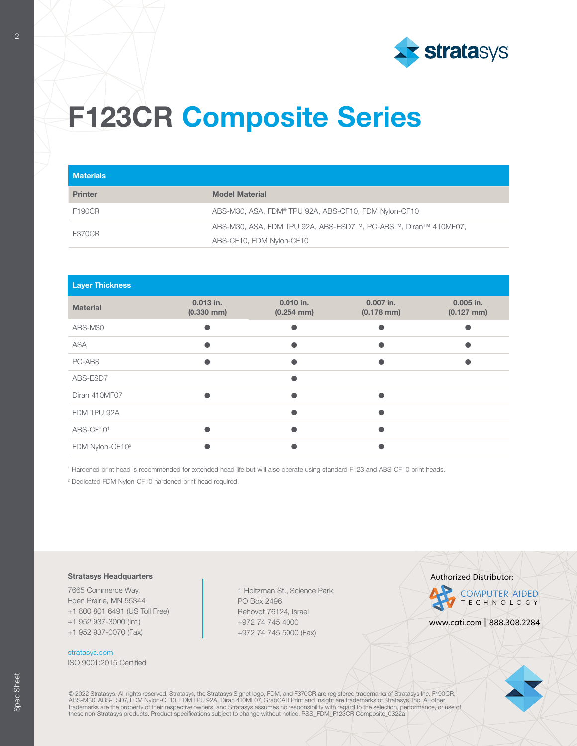# F123CR Composite Series

| Materials | |
|---|---|
| **Printer** | **Model Material** |
| F190CR | ABS-M30, ASA, FDM® TPU 92A, ABS-CF10, FDM Nylon-CF10 |
| F370CR | ABS-M30, ASA, FDM TPU 92A, ABS-ESD7™, PC-ABS™, Diran™ 410MF07, ABS-CF10, FDM Nylon-CF10 |

| Layer Thickness | | | | |
|---|---|---|---|---|
| **Material** | **0.013 in. (0.330 mm)** | **0.010 in. (0.254 mm)** | **0.007 in. (0.178 mm)** | **0.005 in. (0.127 mm)** |
| ABS-M30 | ● | ● | ● | ● |
| ASA | ● | ● | ● | ● |
| PC-ABS | ● | ● | ● | ● |
| ABS-ESD7 | | ● | | |
| Diran 410MF07 | ● | ● | ● | |
| FDM TPU 92A | | ● | ● | |
| ABS-CF10[1] | ● | ● | ● | |
| FDM Nylon-CF10[2] | ● | ● | ● | |

[1] Hardened print head is recommended for extended head life but will also operate using standard F123 and ABS-CF10 print heads.

[2] Dedicated FDM Nylon-CF10 hardened print head required.

**Stratasys Headquarters**

7665 Commerce Way,
Eden Prairie, MN 55344
+1 800 801 6491 (US Toll Free)
+1 952 937-3000 (Intl)
+1 952 937-0070 (Fax)

1 Holtzman St., Science Park,
PO Box 2496
Rehovot 76124, Israel
+972 74 745 4000
+972 74 745 5000 (Fax)

stratasys.com
ISO 9001:2015 Certified

Authorized Distributor:
COMPUTER AIDED TECHNOLOGY
www.cati.com || 888.308.2284

© 2022 Stratasys. All rights reserved. Stratasys, the Stratasys Signet logo, FDM, and F370CR are registered trademarks of Stratasys Inc. F190CR, ABS-M30, ABS-ESD7, FDM Nylon-CF10, FDM TPU 92A, Diran 410MF07, GrabCAD Print and Insight are trademarks of Stratasys, Inc. All other trademarks are the property of their respective owners, and Stratasys assumes no responsibility with regard to the selection, performance, or use of these non-Stratasys products. Product specifications subject to change without notice. PSS_FDM_F123CR Composite_0322a